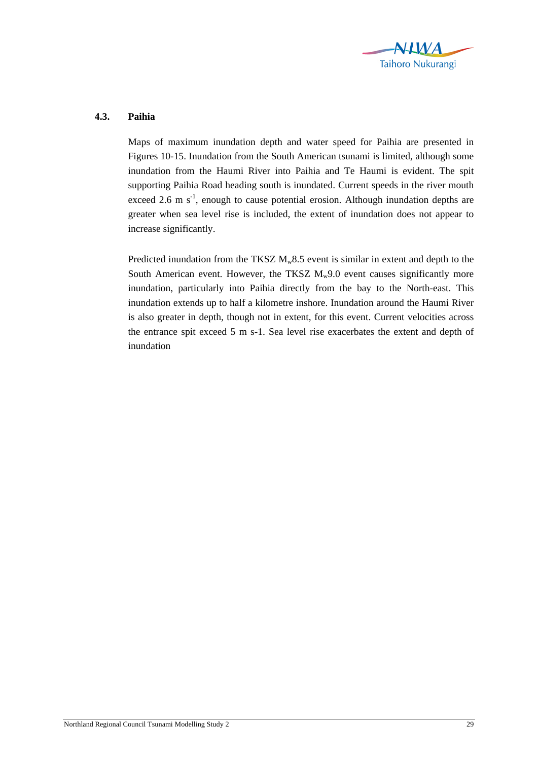## 4.3. Paihia

Maps of maximum inundation depth and water speed for Paihia are presented in Figures 10-15. Inundation from the South American tsunami is limited, although some inundation from the Haumi River into Paihia and Te Haumi is evident. The spit supporting Paihia Road heading south is inundated. Current speeds in the river mouth exceed 2.6 m $s^{-1}$, enough to cause potential erosion. Although inundation depths are greater when sea level rise is included, the extent of inundation does not appear to increase significantly.

Predicted inundation from the TKSZ $M_w$8.5 event is similar in extent and depth to the South American event. However, the TKSZ $M_w$9.0 event causes significantly more inundation, particularly into Paihia directly from the bay to the North-east. This inundation extends up to half a kilometre inshore. Inundation around the Haumi River is also greater in depth, though not in extent, for this event. Current velocities across the entrance spit exceed 5 m s-1. Sea level rise exacerbates the extent and depth of inundation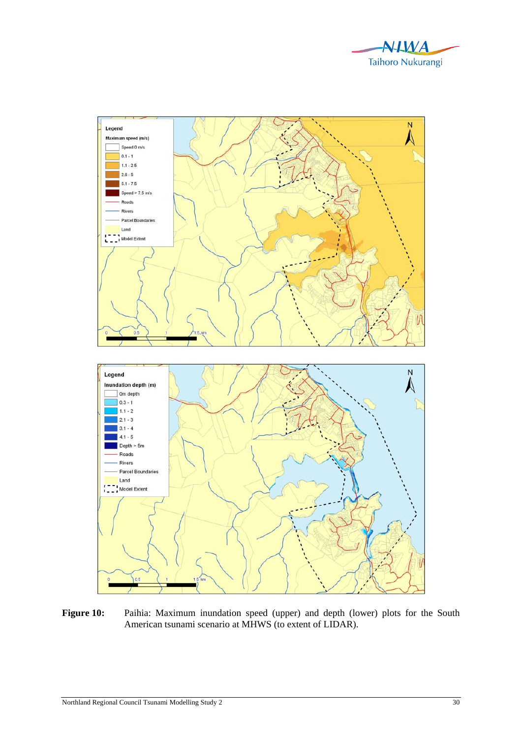**Figure 10:** Paihia: Maximum inundation speed (upper) and depth (lower) plots for the South American tsunami scenario at MHWS (to extent of LIDAR).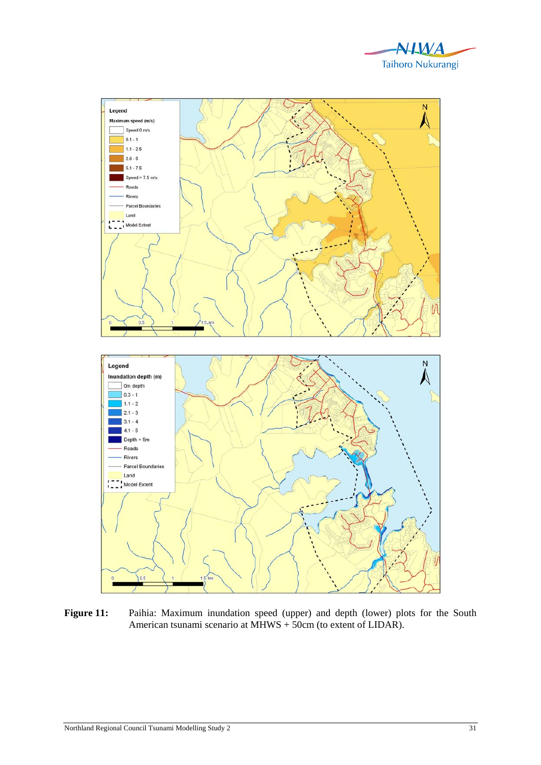**Figure 11:** Paihia: Maximum inundation speed (upper) and depth (lower) plots for the South American tsunami scenario at MHWS + 50cm (to extent of LIDAR).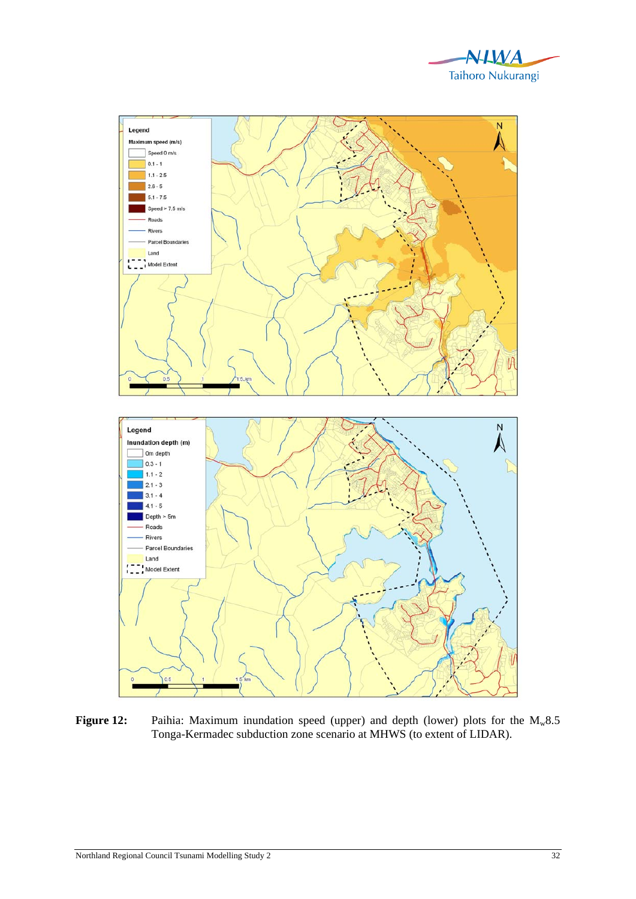**Figure 12:** Paihia: Maximum inundation speed (upper) and depth (lower) plots for the $M_w$8.5 Tonga-Kermadec subduction zone scenario at MHWS (to extent of LIDAR).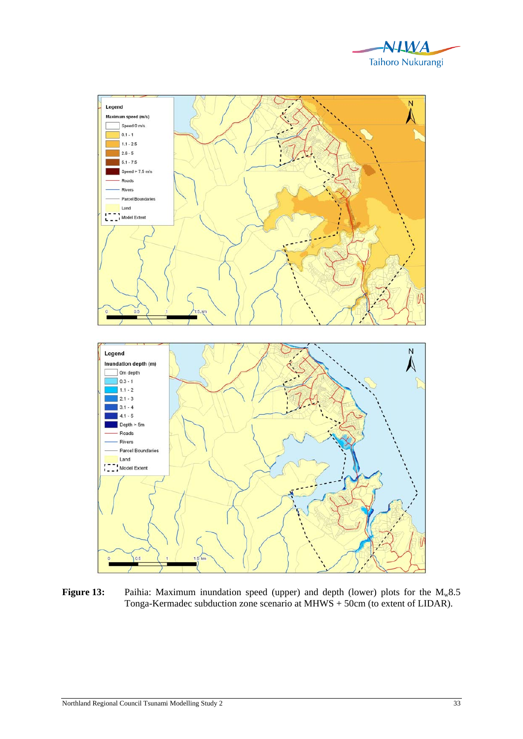**Figure 13:** Paihia: Maximum inundation speed (upper) and depth (lower) plots for the $M_w$8.5 Tonga-Kermadec subduction zone scenario at MHWS + 50cm (to extent of LIDAR).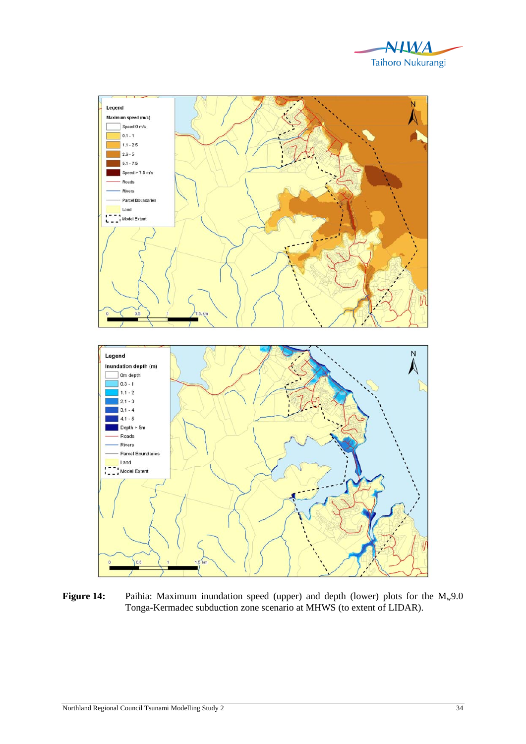**Figure 14:** Paihia: Maximum inundation speed (upper) and depth (lower) plots for the $M_w$9.0 Tonga-Kermadec subduction zone scenario at MHWS (to extent of LIDAR).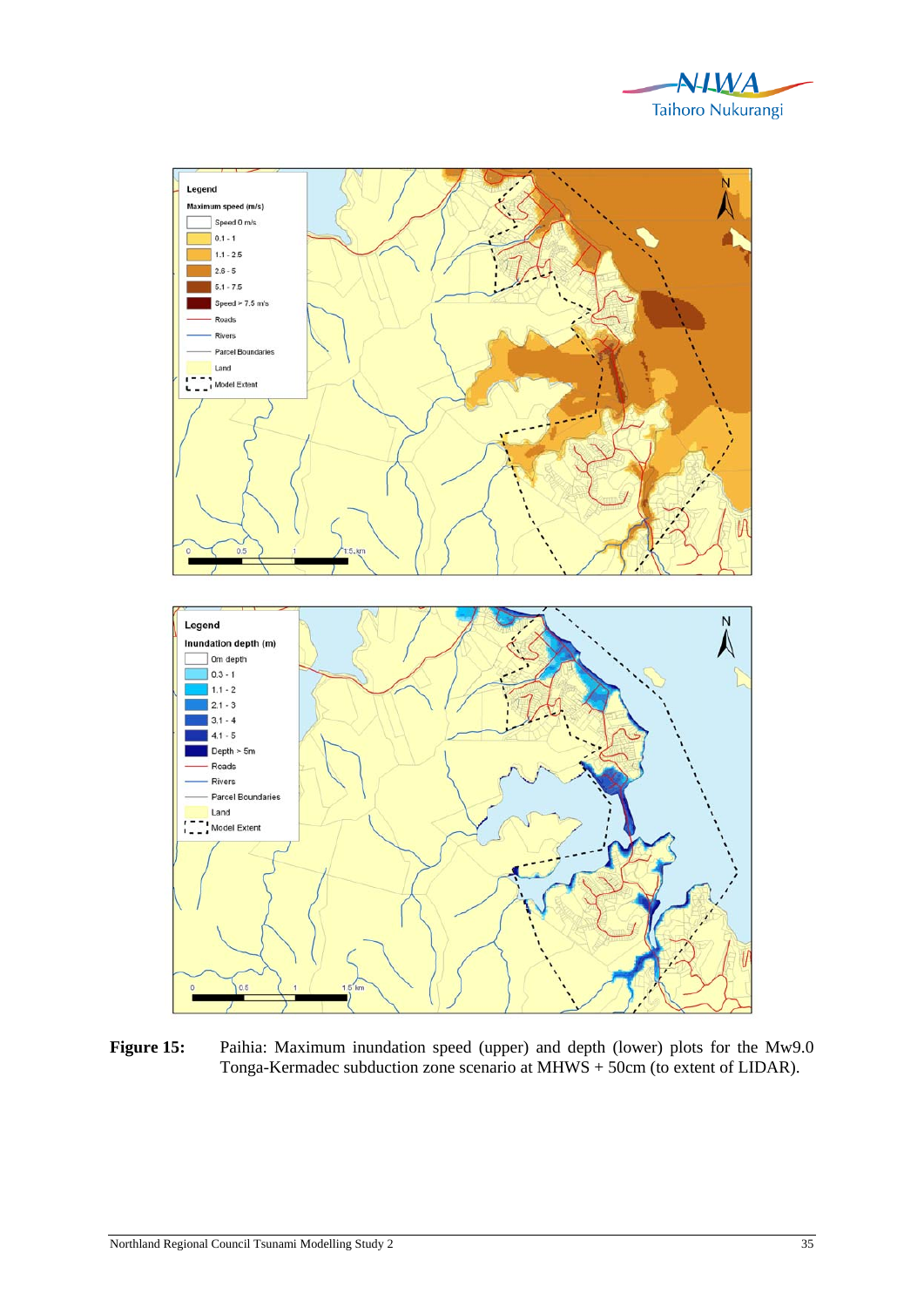Legend

Maximum speed (m/s)

Speed 0 m/s

0.1 - 1

1.1 - 2.5

2.6 - 5

5.1 - 7.5

Speed > 7.5 m/s

Roads

Rivers

Parcel Boundaries

Land

Model Extent

N

0 0.5 1 1.5 km

Legend

Inundation depth (m)

0m depth

0.3 - 1

1.1 - 2

2.1 - 3

3.1 - 4

4.1 - 5

Depth > 5m

Roads

Rivers

Parcel Boundaries

Land

Model Extent

N

0 0.5 1 1.5 km

**Figure 15:** Paihia: Maximum inundation speed (upper) and depth (lower) plots for the Mw9.0 Tonga-Kermadec subduction zone scenario at MHWS + 50cm (to extent of LIDAR).